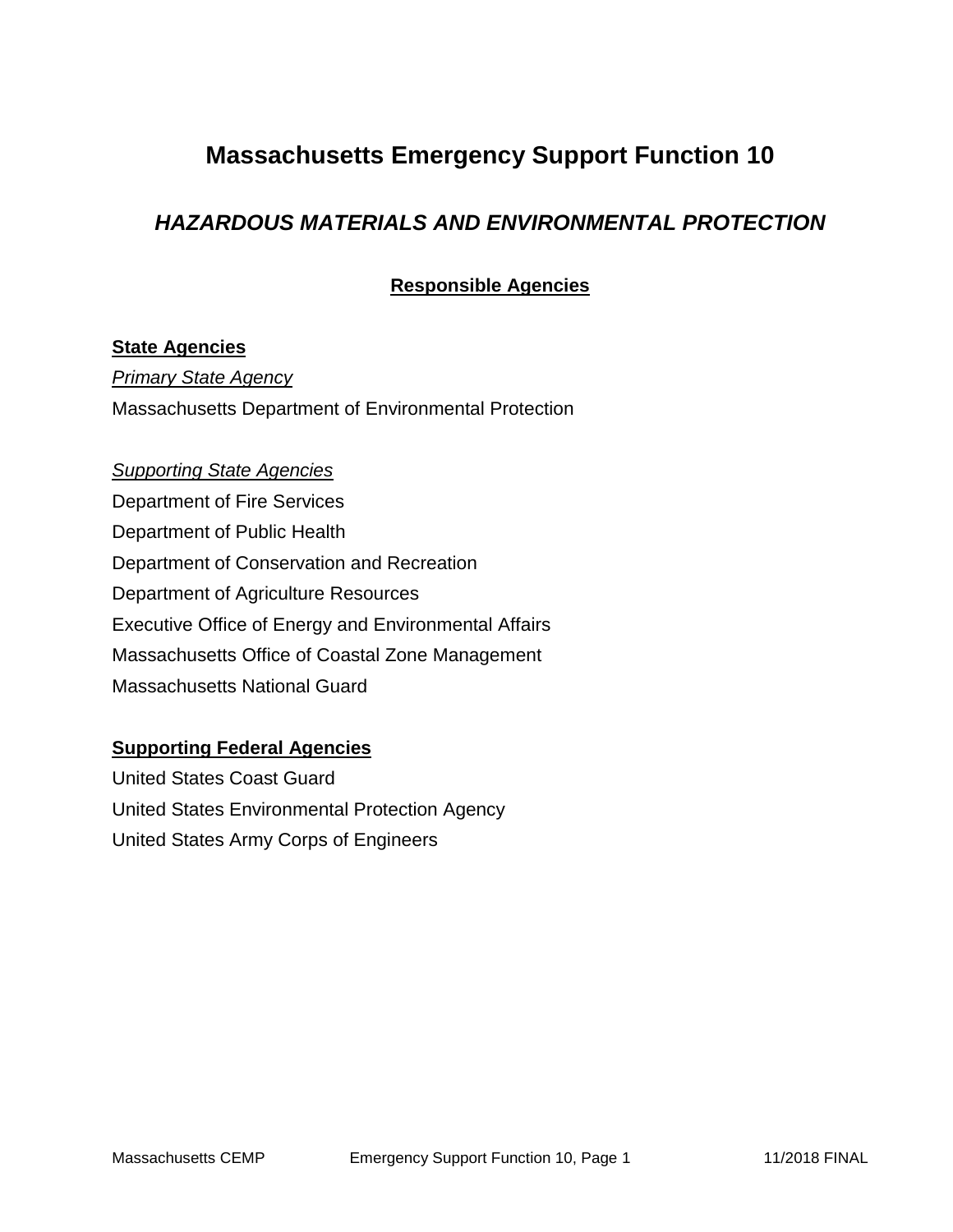# Massachusetts Emergency Support Function 10

## *HAZARDOUS MATERIALS AND ENVIRONMENTAL PROTECTION*

### Responsible Agencies

**State Agencies**

*Primary State Agency*

Massachusetts Department of Environmental Protection

*Supporting State Agencies*

Department of Fire Services
Department of Public Health
Department of Conservation and Recreation
Department of Agriculture Resources
Executive Office of Energy and Environmental Affairs
Massachusetts Office of Coastal Zone Management
Massachusetts National Guard

**Supporting Federal Agencies**

United States Coast Guard
United States Environmental Protection Agency
United States Army Corps of Engineers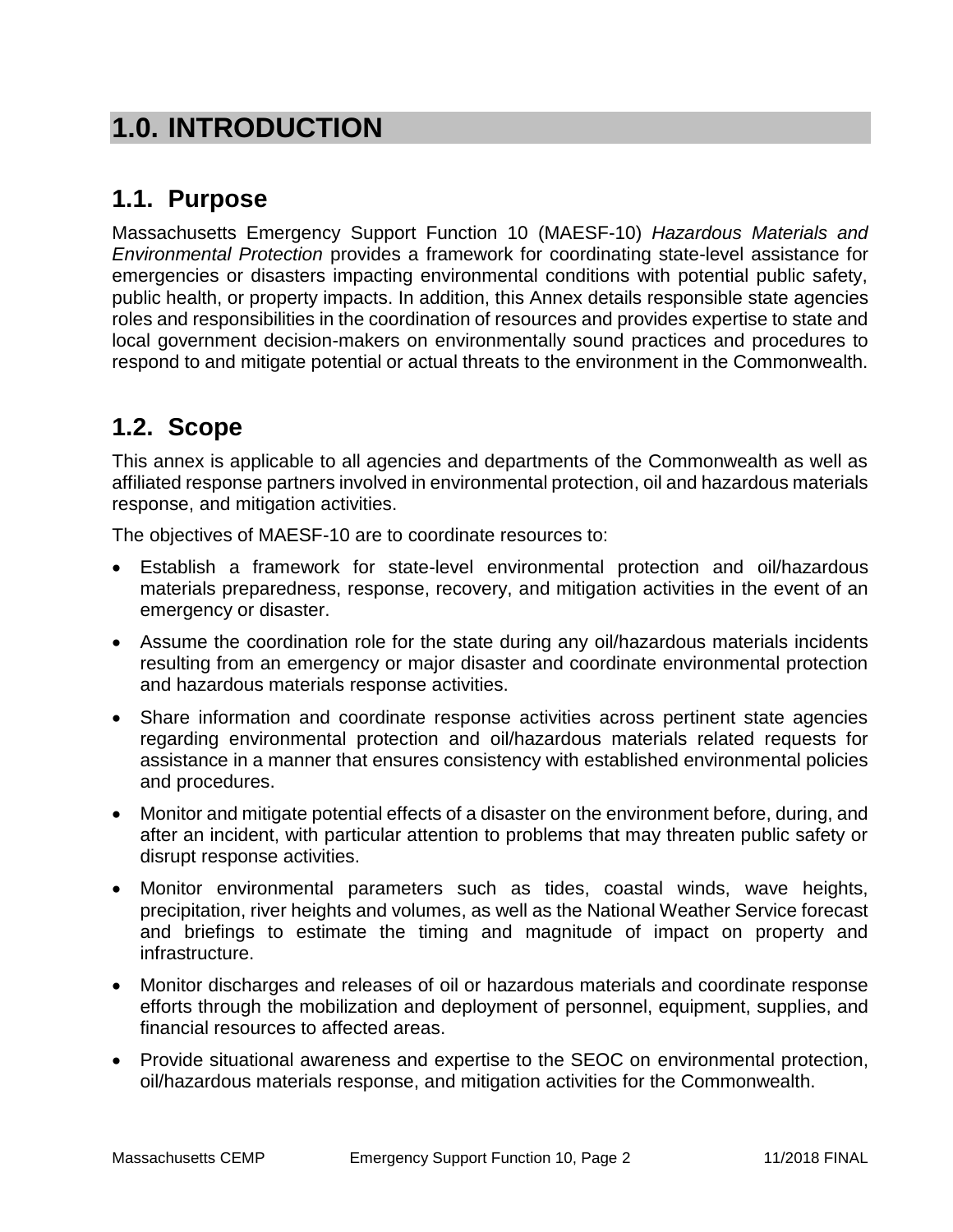# 1.0. INTRODUCTION

## 1.1. Purpose

Massachusetts Emergency Support Function 10 (MAESF-10) *Hazardous Materials and Environmental Protection* provides a framework for coordinating state-level assistance for emergencies or disasters impacting environmental conditions with potential public safety, public health, or property impacts. In addition, this Annex details responsible state agencies roles and responsibilities in the coordination of resources and provides expertise to state and local government decision-makers on environmentally sound practices and procedures to respond to and mitigate potential or actual threats to the environment in the Commonwealth.

## 1.2. Scope

This annex is applicable to all agencies and departments of the Commonwealth as well as affiliated response partners involved in environmental protection, oil and hazardous materials response, and mitigation activities.

The objectives of MAESF-10 are to coordinate resources to:

- Establish a framework for state-level environmental protection and oil/hazardous materials preparedness, response, recovery, and mitigation activities in the event of an emergency or disaster.
- Assume the coordination role for the state during any oil/hazardous materials incidents resulting from an emergency or major disaster and coordinate environmental protection and hazardous materials response activities.
- Share information and coordinate response activities across pertinent state agencies regarding environmental protection and oil/hazardous materials related requests for assistance in a manner that ensures consistency with established environmental policies and procedures.
- Monitor and mitigate potential effects of a disaster on the environment before, during, and after an incident, with particular attention to problems that may threaten public safety or disrupt response activities.
- Monitor environmental parameters such as tides, coastal winds, wave heights, precipitation, river heights and volumes, as well as the National Weather Service forecast and briefings to estimate the timing and magnitude of impact on property and infrastructure.
- Monitor discharges and releases of oil or hazardous materials and coordinate response efforts through the mobilization and deployment of personnel, equipment, supplies, and financial resources to affected areas.
- Provide situational awareness and expertise to the SEOC on environmental protection, oil/hazardous materials response, and mitigation activities for the Commonwealth.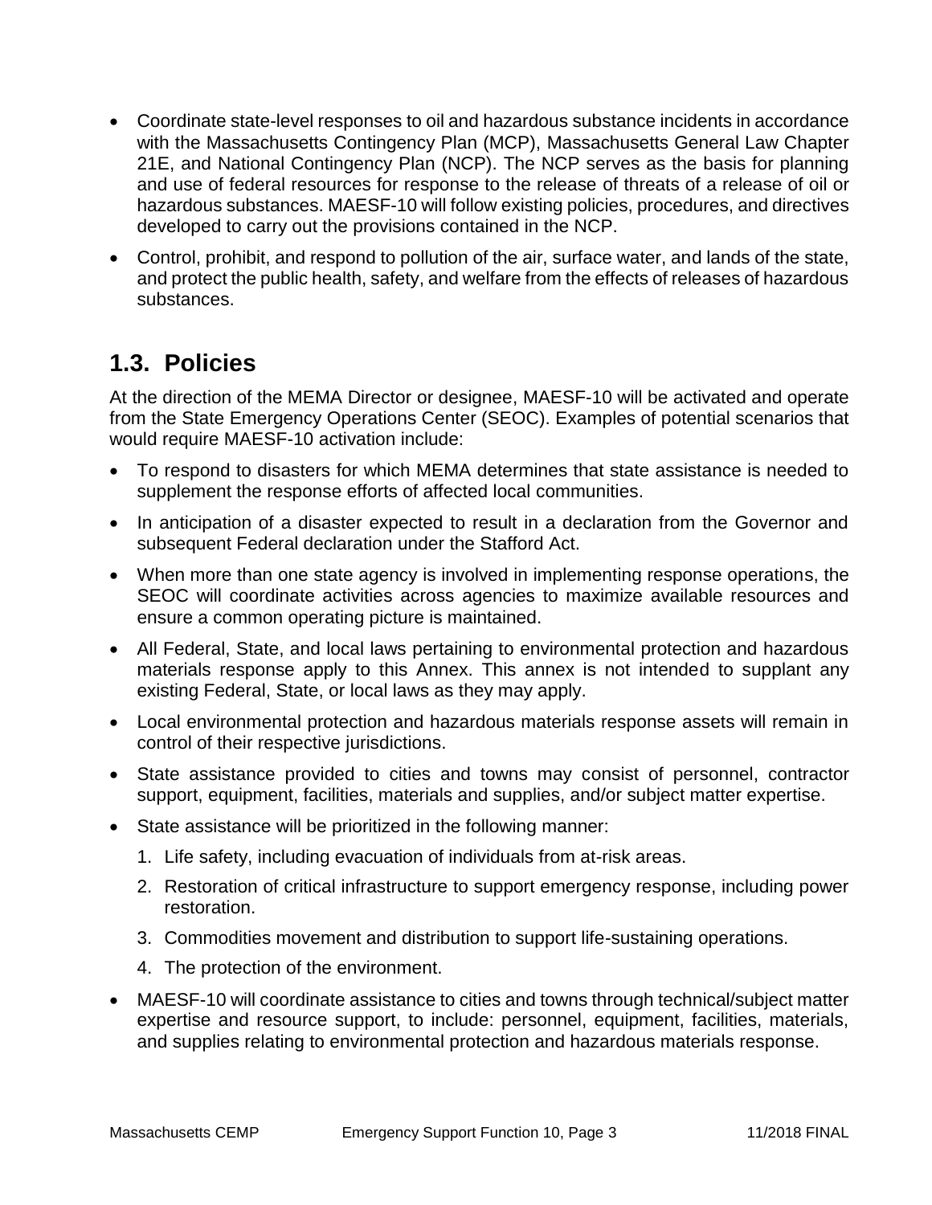- Coordinate state-level responses to oil and hazardous substance incidents in accordance with the Massachusetts Contingency Plan (MCP), Massachusetts General Law Chapter 21E, and National Contingency Plan (NCP). The NCP serves as the basis for planning and use of federal resources for response to the release of threats of a release of oil or hazardous substances. MAESF-10 will follow existing policies, procedures, and directives developed to carry out the provisions contained in the NCP.
- Control, prohibit, and respond to pollution of the air, surface water, and lands of the state, and protect the public health, safety, and welfare from the effects of releases of hazardous substances.

## 1.3. Policies

At the direction of the MEMA Director or designee, MAESF-10 will be activated and operate from the State Emergency Operations Center (SEOC). Examples of potential scenarios that would require MAESF-10 activation include:

- To respond to disasters for which MEMA determines that state assistance is needed to supplement the response efforts of affected local communities.
- In anticipation of a disaster expected to result in a declaration from the Governor and subsequent Federal declaration under the Stafford Act.
- When more than one state agency is involved in implementing response operations, the SEOC will coordinate activities across agencies to maximize available resources and ensure a common operating picture is maintained.
- All Federal, State, and local laws pertaining to environmental protection and hazardous materials response apply to this Annex. This annex is not intended to supplant any existing Federal, State, or local laws as they may apply.
- Local environmental protection and hazardous materials response assets will remain in control of their respective jurisdictions.
- State assistance provided to cities and towns may consist of personnel, contractor support, equipment, facilities, materials and supplies, and/or subject matter expertise.
- State assistance will be prioritized in the following manner:
  1. Life safety, including evacuation of individuals from at-risk areas.
  2. Restoration of critical infrastructure to support emergency response, including power restoration.
  3. Commodities movement and distribution to support life-sustaining operations.
  4. The protection of the environment.
- MAESF-10 will coordinate assistance to cities and towns through technical/subject matter expertise and resource support, to include: personnel, equipment, facilities, materials, and supplies relating to environmental protection and hazardous materials response.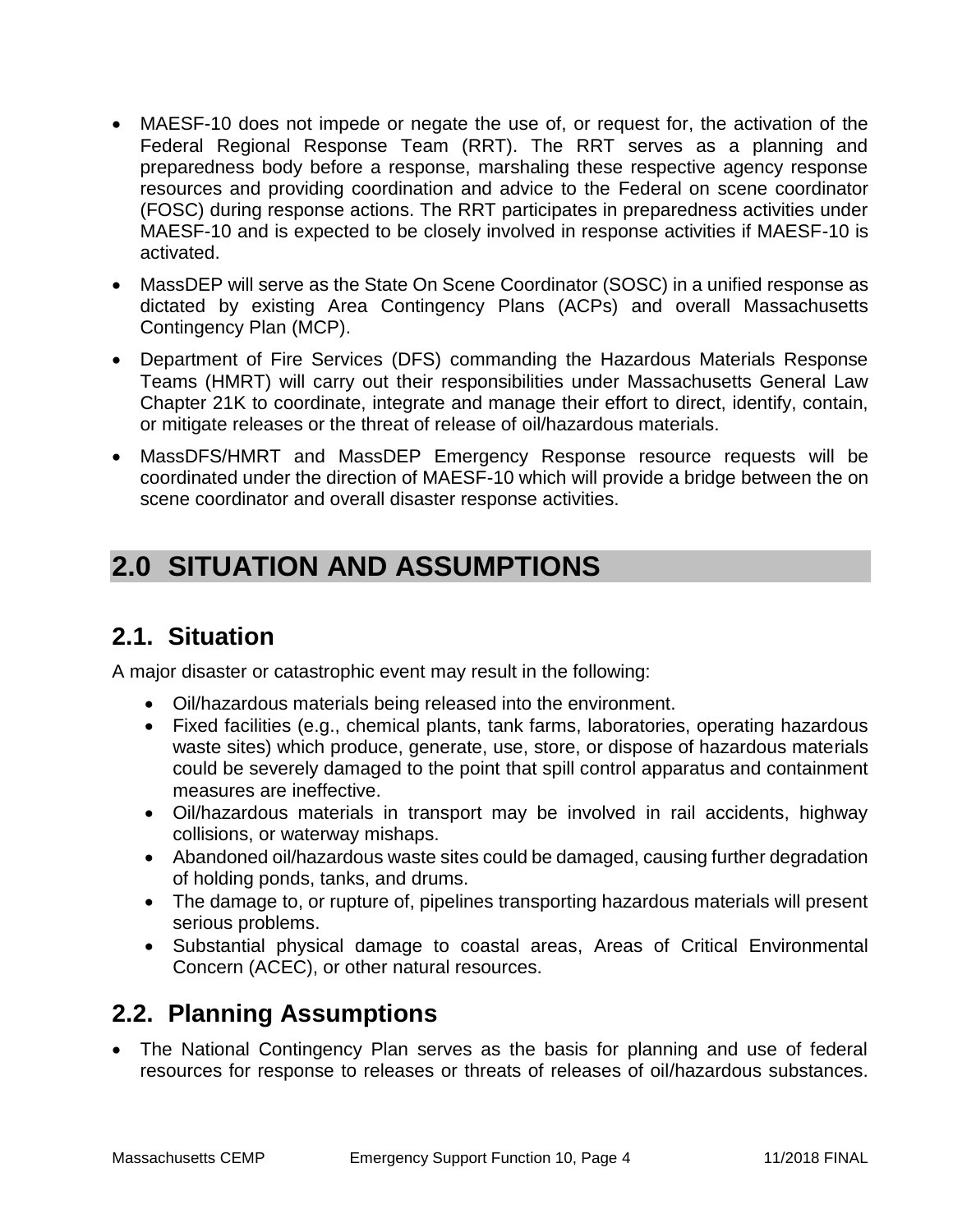- MAESF-10 does not impede or negate the use of, or request for, the activation of the Federal Regional Response Team (RRT). The RRT serves as a planning and preparedness body before a response, marshaling these respective agency response resources and providing coordination and advice to the Federal on scene coordinator (FOSC) during response actions. The RRT participates in preparedness activities under MAESF-10 and is expected to be closely involved in response activities if MAESF-10 is activated.
- MassDEP will serve as the State On Scene Coordinator (SOSC) in a unified response as dictated by existing Area Contingency Plans (ACPs) and overall Massachusetts Contingency Plan (MCP).
- Department of Fire Services (DFS) commanding the Hazardous Materials Response Teams (HMRT) will carry out their responsibilities under Massachusetts General Law Chapter 21K to coordinate, integrate and manage their effort to direct, identify, contain, or mitigate releases or the threat of release of oil/hazardous materials.
- MassDFS/HMRT and MassDEP Emergency Response resource requests will be coordinated under the direction of MAESF-10 which will provide a bridge between the on scene coordinator and overall disaster response activities.

# 2.0 SITUATION AND ASSUMPTIONS

## 2.1. Situation

A major disaster or catastrophic event may result in the following:

- Oil/hazardous materials being released into the environment.
- Fixed facilities (e.g., chemical plants, tank farms, laboratories, operating hazardous waste sites) which produce, generate, use, store, or dispose of hazardous materials could be severely damaged to the point that spill control apparatus and containment measures are ineffective.
- Oil/hazardous materials in transport may be involved in rail accidents, highway collisions, or waterway mishaps.
- Abandoned oil/hazardous waste sites could be damaged, causing further degradation of holding ponds, tanks, and drums.
- The damage to, or rupture of, pipelines transporting hazardous materials will present serious problems.
- Substantial physical damage to coastal areas, Areas of Critical Environmental Concern (ACEC), or other natural resources.

## 2.2. Planning Assumptions

- The National Contingency Plan serves as the basis for planning and use of federal resources for response to releases or threats of releases of oil/hazardous substances.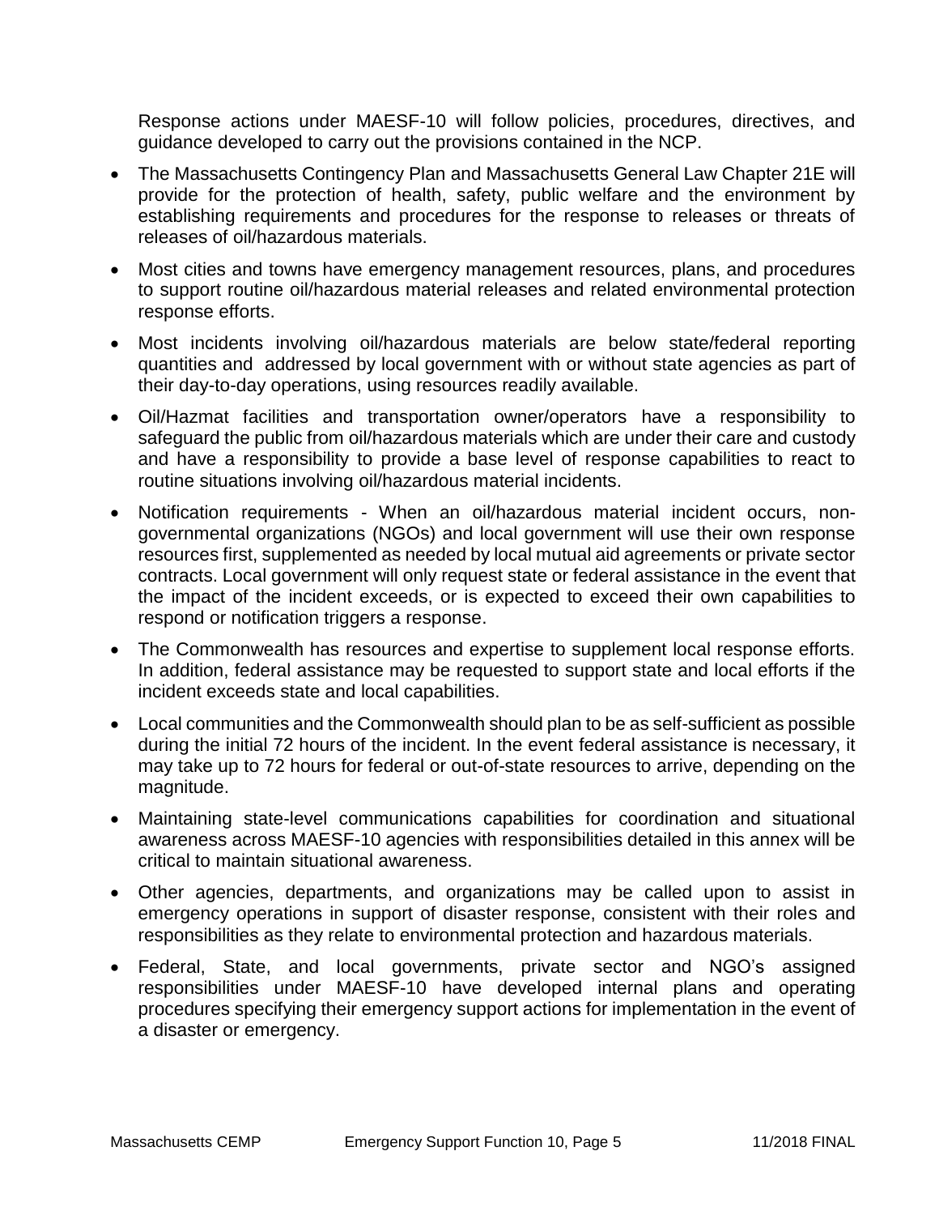Response actions under MAESF-10 will follow policies, procedures, directives, and guidance developed to carry out the provisions contained in the NCP.

- The Massachusetts Contingency Plan and Massachusetts General Law Chapter 21E will provide for the protection of health, safety, public welfare and the environment by establishing requirements and procedures for the response to releases or threats of releases of oil/hazardous materials.
- Most cities and towns have emergency management resources, plans, and procedures to support routine oil/hazardous material releases and related environmental protection response efforts.
- Most incidents involving oil/hazardous materials are below state/federal reporting quantities and addressed by local government with or without state agencies as part of their day-to-day operations, using resources readily available.
- Oil/Hazmat facilities and transportation owner/operators have a responsibility to safeguard the public from oil/hazardous materials which are under their care and custody and have a responsibility to provide a base level of response capabilities to react to routine situations involving oil/hazardous material incidents.
- Notification requirements - When an oil/hazardous material incident occurs, non-governmental organizations (NGOs) and local government will use their own response resources first, supplemented as needed by local mutual aid agreements or private sector contracts. Local government will only request state or federal assistance in the event that the impact of the incident exceeds, or is expected to exceed their own capabilities to respond or notification triggers a response.
- The Commonwealth has resources and expertise to supplement local response efforts. In addition, federal assistance may be requested to support state and local efforts if the incident exceeds state and local capabilities.
- Local communities and the Commonwealth should plan to be as self-sufficient as possible during the initial 72 hours of the incident. In the event federal assistance is necessary, it may take up to 72 hours for federal or out-of-state resources to arrive, depending on the magnitude.
- Maintaining state-level communications capabilities for coordination and situational awareness across MAESF-10 agencies with responsibilities detailed in this annex will be critical to maintain situational awareness.
- Other agencies, departments, and organizations may be called upon to assist in emergency operations in support of disaster response, consistent with their roles and responsibilities as they relate to environmental protection and hazardous materials.
- Federal, State, and local governments, private sector and NGO's assigned responsibilities under MAESF-10 have developed internal plans and operating procedures specifying their emergency support actions for implementation in the event of a disaster or emergency.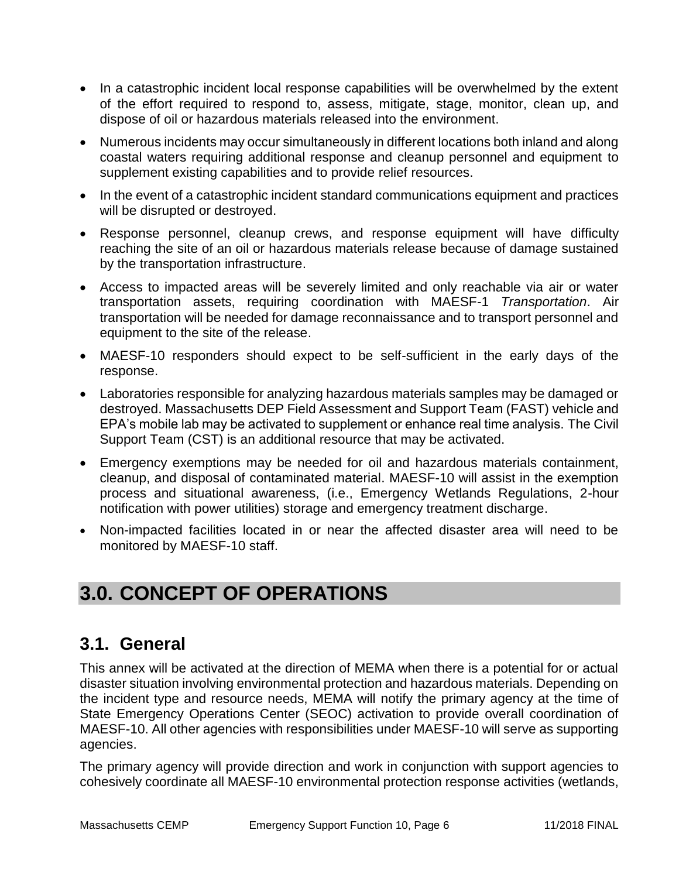- In a catastrophic incident local response capabilities will be overwhelmed by the extent of the effort required to respond to, assess, mitigate, stage, monitor, clean up, and dispose of oil or hazardous materials released into the environment.
- Numerous incidents may occur simultaneously in different locations both inland and along coastal waters requiring additional response and cleanup personnel and equipment to supplement existing capabilities and to provide relief resources.
- In the event of a catastrophic incident standard communications equipment and practices will be disrupted or destroyed.
- Response personnel, cleanup crews, and response equipment will have difficulty reaching the site of an oil or hazardous materials release because of damage sustained by the transportation infrastructure.
- Access to impacted areas will be severely limited and only reachable via air or water transportation assets, requiring coordination with MAESF-1 *Transportation*. Air transportation will be needed for damage reconnaissance and to transport personnel and equipment to the site of the release.
- MAESF-10 responders should expect to be self-sufficient in the early days of the response.
- Laboratories responsible for analyzing hazardous materials samples may be damaged or destroyed. Massachusetts DEP Field Assessment and Support Team (FAST) vehicle and EPA's mobile lab may be activated to supplement or enhance real time analysis. The Civil Support Team (CST) is an additional resource that may be activated.
- Emergency exemptions may be needed for oil and hazardous materials containment, cleanup, and disposal of contaminated material. MAESF-10 will assist in the exemption process and situational awareness, (i.e., Emergency Wetlands Regulations, 2-hour notification with power utilities) storage and emergency treatment discharge.
- Non-impacted facilities located in or near the affected disaster area will need to be monitored by MAESF-10 staff.

# 3.0. CONCEPT OF OPERATIONS

## 3.1. General

This annex will be activated at the direction of MEMA when there is a potential for or actual disaster situation involving environmental protection and hazardous materials. Depending on the incident type and resource needs, MEMA will notify the primary agency at the time of State Emergency Operations Center (SEOC) activation to provide overall coordination of MAESF-10. All other agencies with responsibilities under MAESF-10 will serve as supporting agencies.

The primary agency will provide direction and work in conjunction with support agencies to cohesively coordinate all MAESF-10 environmental protection response activities (wetlands,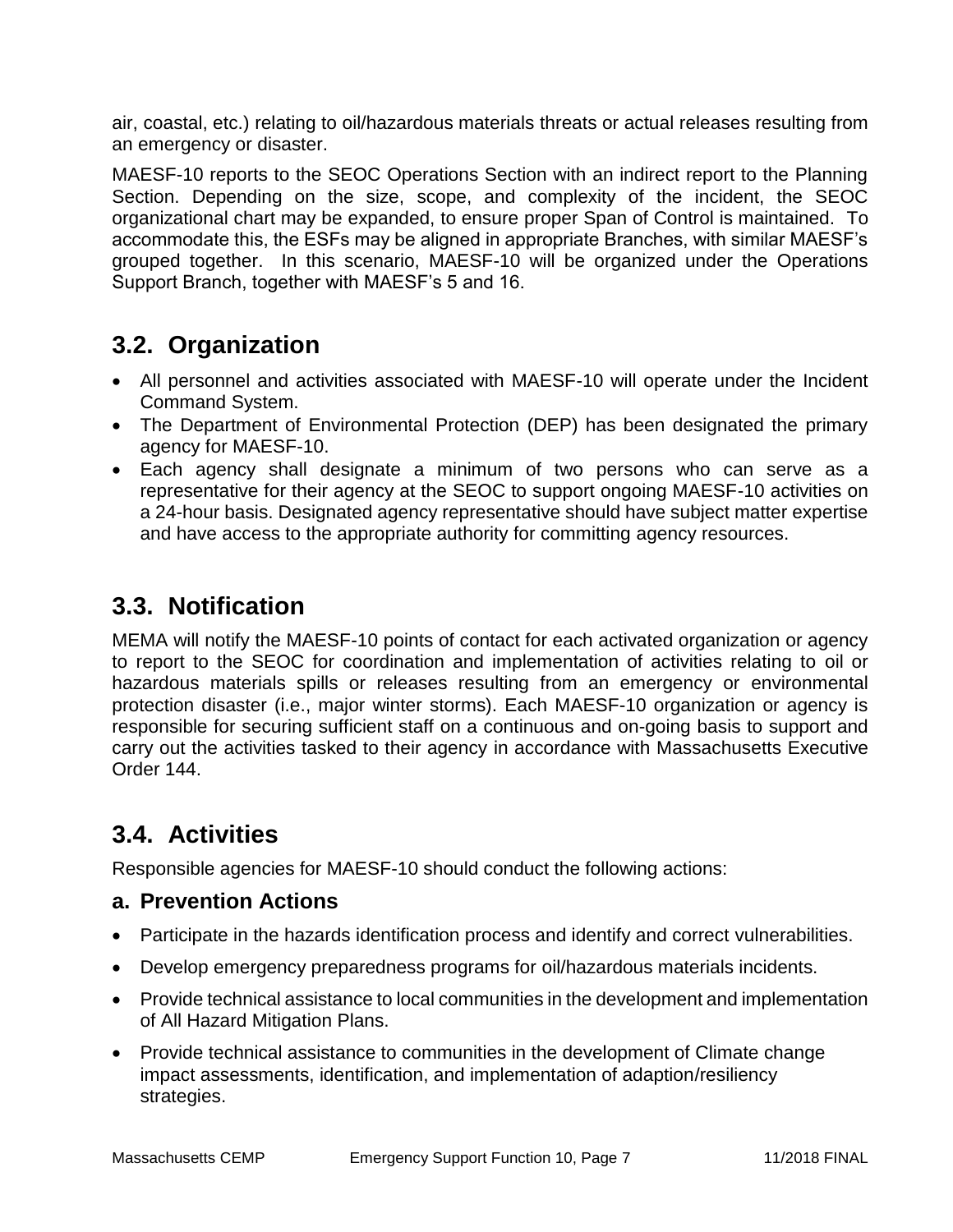air, coastal, etc.) relating to oil/hazardous materials threats or actual releases resulting from an emergency or disaster.

MAESF-10 reports to the SEOC Operations Section with an indirect report to the Planning Section. Depending on the size, scope, and complexity of the incident, the SEOC organizational chart may be expanded, to ensure proper Span of Control is maintained. To accommodate this, the ESFs may be aligned in appropriate Branches, with similar MAESF's grouped together. In this scenario, MAESF-10 will be organized under the Operations Support Branch, together with MAESF's 5 and 16.

## 3.2. Organization

- All personnel and activities associated with MAESF-10 will operate under the Incident Command System.
- The Department of Environmental Protection (DEP) has been designated the primary agency for MAESF-10.
- Each agency shall designate a minimum of two persons who can serve as a representative for their agency at the SEOC to support ongoing MAESF-10 activities on a 24-hour basis. Designated agency representative should have subject matter expertise and have access to the appropriate authority for committing agency resources.

## 3.3. Notification

MEMA will notify the MAESF-10 points of contact for each activated organization or agency to report to the SEOC for coordination and implementation of activities relating to oil or hazardous materials spills or releases resulting from an emergency or environmental protection disaster (i.e., major winter storms). Each MAESF-10 organization or agency is responsible for securing sufficient staff on a continuous and on-going basis to support and carry out the activities tasked to their agency in accordance with Massachusetts Executive Order 144.

## 3.4. Activities

Responsible agencies for MAESF-10 should conduct the following actions:

### a. Prevention Actions

- Participate in the hazards identification process and identify and correct vulnerabilities.
- Develop emergency preparedness programs for oil/hazardous materials incidents.
- Provide technical assistance to local communities in the development and implementation of All Hazard Mitigation Plans.
- Provide technical assistance to communities in the development of Climate change impact assessments, identification, and implementation of adaption/resiliency strategies.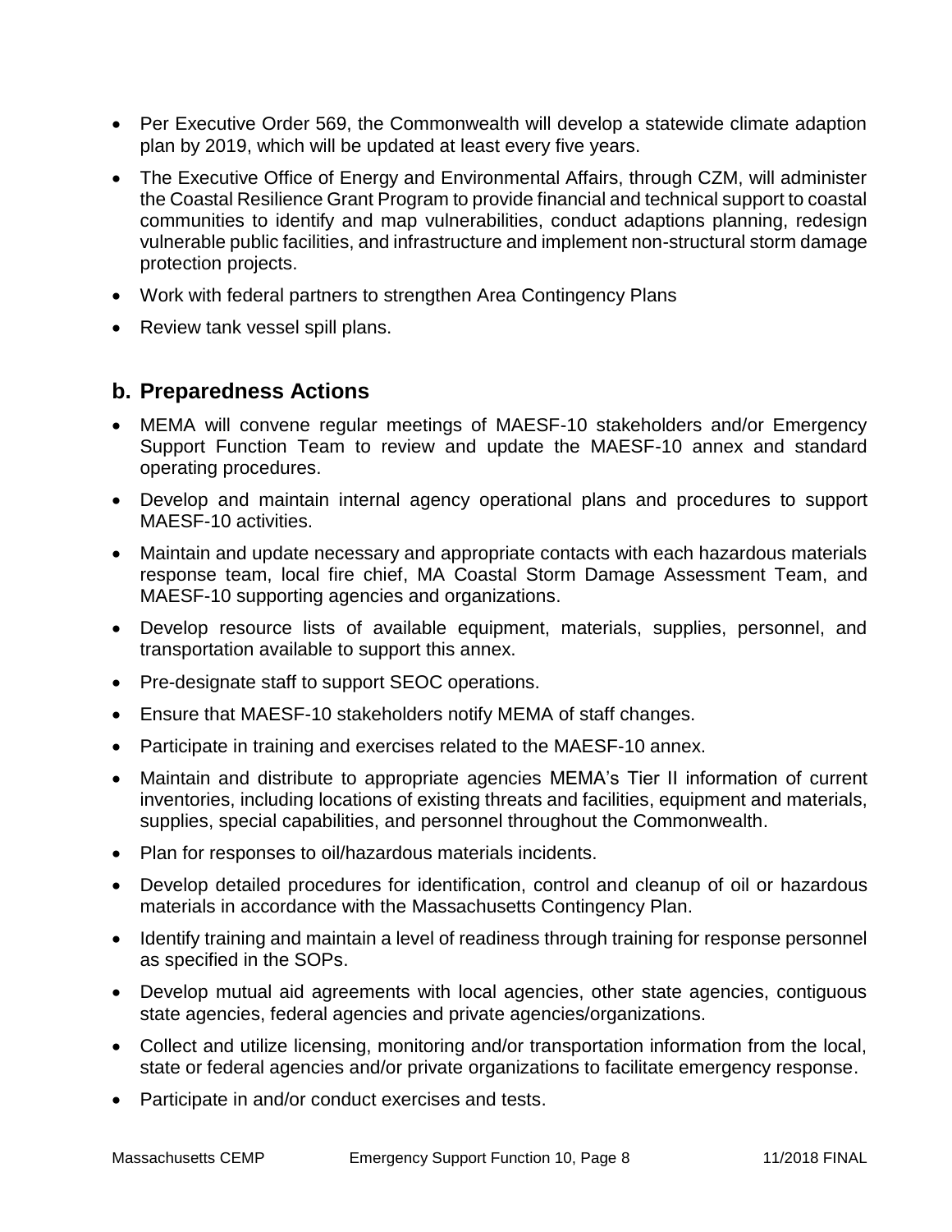- Per Executive Order 569, the Commonwealth will develop a statewide climate adaption plan by 2019, which will be updated at least every five years.
- The Executive Office of Energy and Environmental Affairs, through CZM, will administer the Coastal Resilience Grant Program to provide financial and technical support to coastal communities to identify and map vulnerabilities, conduct adaptions planning, redesign vulnerable public facilities, and infrastructure and implement non-structural storm damage protection projects.
- Work with federal partners to strengthen Area Contingency Plans
- Review tank vessel spill plans.

## b. Preparedness Actions

- MEMA will convene regular meetings of MAESF-10 stakeholders and/or Emergency Support Function Team to review and update the MAESF-10 annex and standard operating procedures.
- Develop and maintain internal agency operational plans and procedures to support MAESF-10 activities.
- Maintain and update necessary and appropriate contacts with each hazardous materials response team, local fire chief, MA Coastal Storm Damage Assessment Team, and MAESF-10 supporting agencies and organizations.
- Develop resource lists of available equipment, materials, supplies, personnel, and transportation available to support this annex.
- Pre-designate staff to support SEOC operations.
- Ensure that MAESF-10 stakeholders notify MEMA of staff changes.
- Participate in training and exercises related to the MAESF-10 annex.
- Maintain and distribute to appropriate agencies MEMA's Tier II information of current inventories, including locations of existing threats and facilities, equipment and materials, supplies, special capabilities, and personnel throughout the Commonwealth.
- Plan for responses to oil/hazardous materials incidents.
- Develop detailed procedures for identification, control and cleanup of oil or hazardous materials in accordance with the Massachusetts Contingency Plan.
- Identify training and maintain a level of readiness through training for response personnel as specified in the SOPs.
- Develop mutual aid agreements with local agencies, other state agencies, contiguous state agencies, federal agencies and private agencies/organizations.
- Collect and utilize licensing, monitoring and/or transportation information from the local, state or federal agencies and/or private organizations to facilitate emergency response.
- Participate in and/or conduct exercises and tests.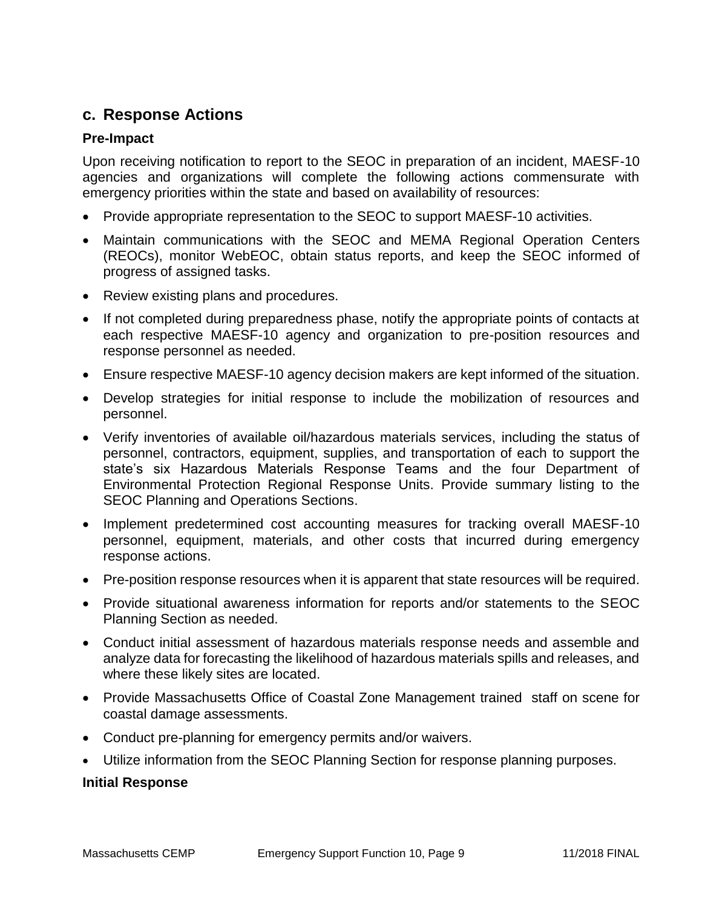## c. Response Actions

### Pre-Impact

Upon receiving notification to report to the SEOC in preparation of an incident, MAESF-10 agencies and organizations will complete the following actions commensurate with emergency priorities within the state and based on availability of resources:

- Provide appropriate representation to the SEOC to support MAESF-10 activities.
- Maintain communications with the SEOC and MEMA Regional Operation Centers (REOCs), monitor WebEOC, obtain status reports, and keep the SEOC informed of progress of assigned tasks.
- Review existing plans and procedures.
- If not completed during preparedness phase, notify the appropriate points of contacts at each respective MAESF-10 agency and organization to pre-position resources and response personnel as needed.
- Ensure respective MAESF-10 agency decision makers are kept informed of the situation.
- Develop strategies for initial response to include the mobilization of resources and personnel.
- Verify inventories of available oil/hazardous materials services, including the status of personnel, contractors, equipment, supplies, and transportation of each to support the state's six Hazardous Materials Response Teams and the four Department of Environmental Protection Regional Response Units. Provide summary listing to the SEOC Planning and Operations Sections.
- Implement predetermined cost accounting measures for tracking overall MAESF-10 personnel, equipment, materials, and other costs that incurred during emergency response actions.
- Pre-position response resources when it is apparent that state resources will be required.
- Provide situational awareness information for reports and/or statements to the SEOC Planning Section as needed.
- Conduct initial assessment of hazardous materials response needs and assemble and analyze data for forecasting the likelihood of hazardous materials spills and releases, and where these likely sites are located.
- Provide Massachusetts Office of Coastal Zone Management trained staff on scene for coastal damage assessments.
- Conduct pre-planning for emergency permits and/or waivers.
- Utilize information from the SEOC Planning Section for response planning purposes.

### Initial Response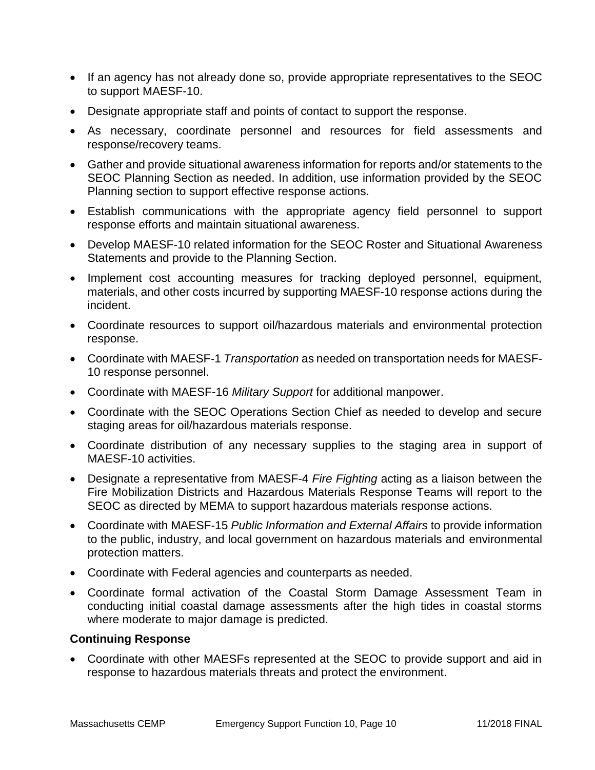- If an agency has not already done so, provide appropriate representatives to the SEOC to support MAESF-10.
- Designate appropriate staff and points of contact to support the response.
- As necessary, coordinate personnel and resources for field assessments and response/recovery teams.
- Gather and provide situational awareness information for reports and/or statements to the SEOC Planning Section as needed. In addition, use information provided by the SEOC Planning section to support effective response actions.
- Establish communications with the appropriate agency field personnel to support response efforts and maintain situational awareness.
- Develop MAESF-10 related information for the SEOC Roster and Situational Awareness Statements and provide to the Planning Section.
- Implement cost accounting measures for tracking deployed personnel, equipment, materials, and other costs incurred by supporting MAESF-10 response actions during the incident.
- Coordinate resources to support oil/hazardous materials and environmental protection response.
- Coordinate with MAESF-1 *Transportation* as needed on transportation needs for MAESF-10 response personnel.
- Coordinate with MAESF-16 *Military Support* for additional manpower.
- Coordinate with the SEOC Operations Section Chief as needed to develop and secure staging areas for oil/hazardous materials response.
- Coordinate distribution of any necessary supplies to the staging area in support of MAESF-10 activities.
- Designate a representative from MAESF-4 *Fire Fighting* acting as a liaison between the Fire Mobilization Districts and Hazardous Materials Response Teams will report to the SEOC as directed by MEMA to support hazardous materials response actions.
- Coordinate with MAESF-15 *Public Information and External Affairs* to provide information to the public, industry, and local government on hazardous materials and environmental protection matters.
- Coordinate with Federal agencies and counterparts as needed.
- Coordinate formal activation of the Coastal Storm Damage Assessment Team in conducting initial coastal damage assessments after the high tides in coastal storms where moderate to major damage is predicted.

**Continuing Response**

- Coordinate with other MAESFs represented at the SEOC to provide support and aid in response to hazardous materials threats and protect the environment.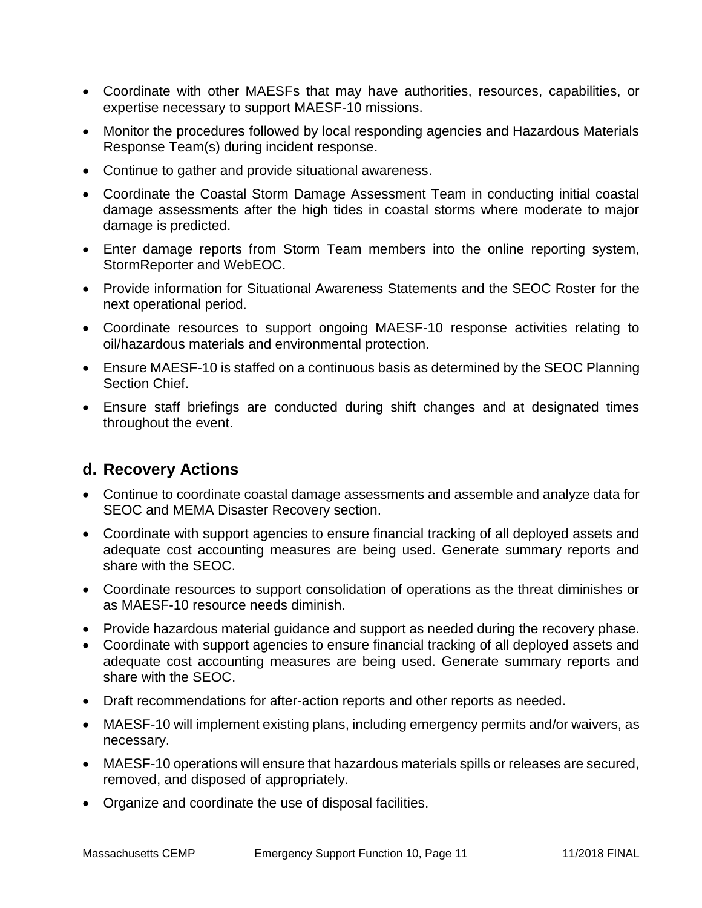- Coordinate with other MAESFs that may have authorities, resources, capabilities, or expertise necessary to support MAESF-10 missions.
- Monitor the procedures followed by local responding agencies and Hazardous Materials Response Team(s) during incident response.
- Continue to gather and provide situational awareness.
- Coordinate the Coastal Storm Damage Assessment Team in conducting initial coastal damage assessments after the high tides in coastal storms where moderate to major damage is predicted.
- Enter damage reports from Storm Team members into the online reporting system, StormReporter and WebEOC.
- Provide information for Situational Awareness Statements and the SEOC Roster for the next operational period.
- Coordinate resources to support ongoing MAESF-10 response activities relating to oil/hazardous materials and environmental protection.
- Ensure MAESF-10 is staffed on a continuous basis as determined by the SEOC Planning Section Chief.
- Ensure staff briefings are conducted during shift changes and at designated times throughout the event.

## d. Recovery Actions

- Continue to coordinate coastal damage assessments and assemble and analyze data for SEOC and MEMA Disaster Recovery section.
- Coordinate with support agencies to ensure financial tracking of all deployed assets and adequate cost accounting measures are being used. Generate summary reports and share with the SEOC.
- Coordinate resources to support consolidation of operations as the threat diminishes or as MAESF-10 resource needs diminish.
- Provide hazardous material guidance and support as needed during the recovery phase.
- Coordinate with support agencies to ensure financial tracking of all deployed assets and adequate cost accounting measures are being used. Generate summary reports and share with the SEOC.
- Draft recommendations for after-action reports and other reports as needed.
- MAESF-10 will implement existing plans, including emergency permits and/or waivers, as necessary.
- MAESF-10 operations will ensure that hazardous materials spills or releases are secured, removed, and disposed of appropriately.
- Organize and coordinate the use of disposal facilities.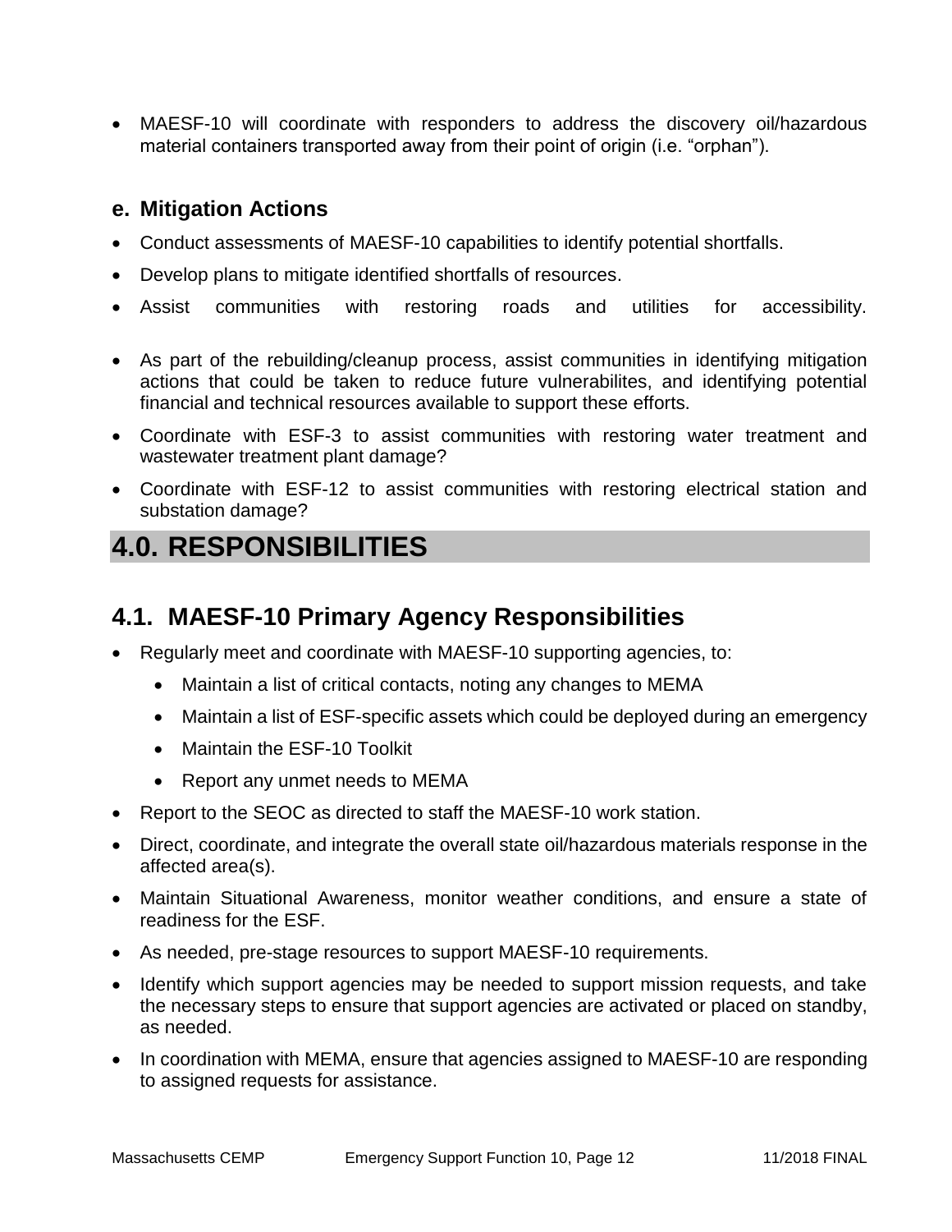- MAESF-10 will coordinate with responders to address the discovery oil/hazardous material containers transported away from their point of origin (i.e. "orphan").

### e. Mitigation Actions

- Conduct assessments of MAESF-10 capabilities to identify potential shortfalls.
- Develop plans to mitigate identified shortfalls of resources.
- Assist communities with restoring roads and utilities for accessibility.
- As part of the rebuilding/cleanup process, assist communities in identifying mitigation actions that could be taken to reduce future vulnerabilites, and identifying potential financial and technical resources available to support these efforts.
- Coordinate with ESF-3 to assist communities with restoring water treatment and wastewater treatment plant damage?
- Coordinate with ESF-12 to assist communities with restoring electrical station and substation damage?

# 4.0. RESPONSIBILITIES

## 4.1. MAESF-10 Primary Agency Responsibilities

- Regularly meet and coordinate with MAESF-10 supporting agencies, to:
  - Maintain a list of critical contacts, noting any changes to MEMA
  - Maintain a list of ESF-specific assets which could be deployed during an emergency
  - Maintain the ESF-10 Toolkit
  - Report any unmet needs to MEMA
- Report to the SEOC as directed to staff the MAESF-10 work station.
- Direct, coordinate, and integrate the overall state oil/hazardous materials response in the affected area(s).
- Maintain Situational Awareness, monitor weather conditions, and ensure a state of readiness for the ESF.
- As needed, pre-stage resources to support MAESF-10 requirements.
- Identify which support agencies may be needed to support mission requests, and take the necessary steps to ensure that support agencies are activated or placed on standby, as needed.
- In coordination with MEMA, ensure that agencies assigned to MAESF-10 are responding to assigned requests for assistance.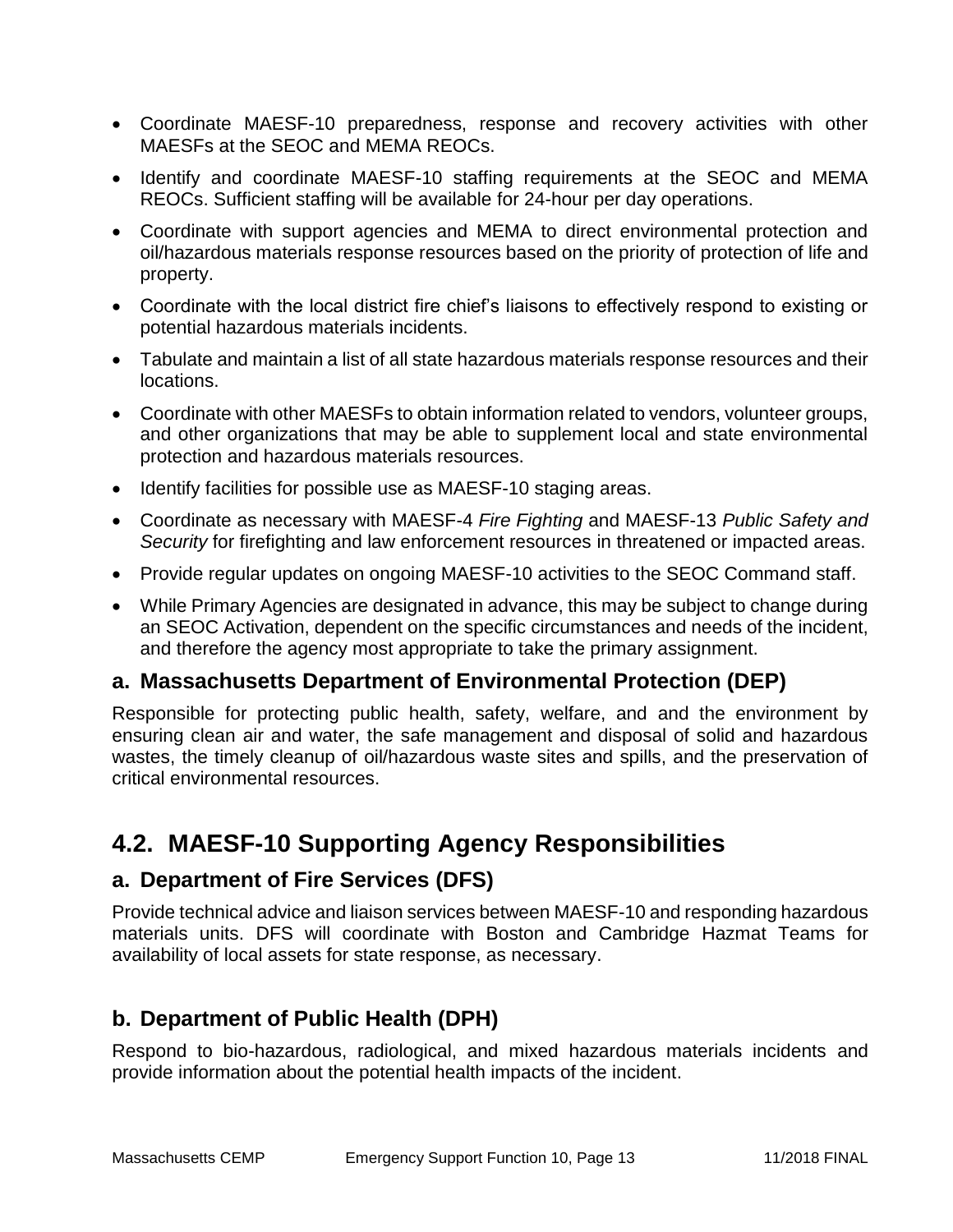- Coordinate MAESF-10 preparedness, response and recovery activities with other MAESFs at the SEOC and MEMA REOCs.
- Identify and coordinate MAESF-10 staffing requirements at the SEOC and MEMA REOCs. Sufficient staffing will be available for 24-hour per day operations.
- Coordinate with support agencies and MEMA to direct environmental protection and oil/hazardous materials response resources based on the priority of protection of life and property.
- Coordinate with the local district fire chief's liaisons to effectively respond to existing or potential hazardous materials incidents.
- Tabulate and maintain a list of all state hazardous materials response resources and their locations.
- Coordinate with other MAESFs to obtain information related to vendors, volunteer groups, and other organizations that may be able to supplement local and state environmental protection and hazardous materials resources.
- Identify facilities for possible use as MAESF-10 staging areas.
- Coordinate as necessary with MAESF-4 *Fire Fighting* and MAESF-13 *Public Safety and Security* for firefighting and law enforcement resources in threatened or impacted areas.
- Provide regular updates on ongoing MAESF-10 activities to the SEOC Command staff.
- While Primary Agencies are designated in advance, this may be subject to change during an SEOC Activation, dependent on the specific circumstances and needs of the incident, and therefore the agency most appropriate to take the primary assignment.

### a. Massachusetts Department of Environmental Protection (DEP)

Responsible for protecting public health, safety, welfare, and and the environment by ensuring clean air and water, the safe management and disposal of solid and hazardous wastes, the timely cleanup of oil/hazardous waste sites and spills, and the preservation of critical environmental resources.

## 4.2. MAESF-10 Supporting Agency Responsibilities

### a. Department of Fire Services (DFS)

Provide technical advice and liaison services between MAESF-10 and responding hazardous materials units. DFS will coordinate with Boston and Cambridge Hazmat Teams for availability of local assets for state response, as necessary.

### b. Department of Public Health (DPH)

Respond to bio-hazardous, radiological, and mixed hazardous materials incidents and provide information about the potential health impacts of the incident.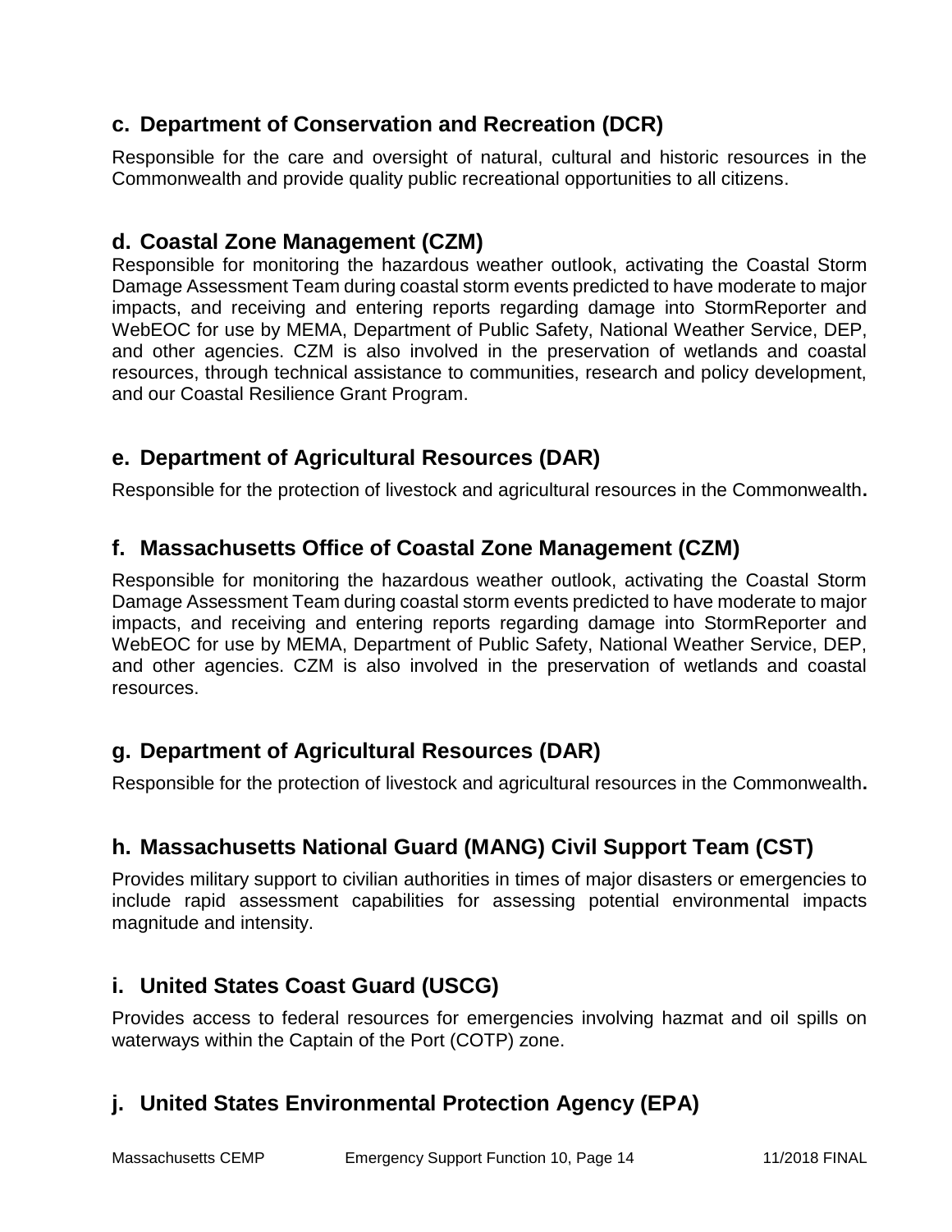## c. Department of Conservation and Recreation (DCR)

Responsible for the care and oversight of natural, cultural and historic resources in the Commonwealth and provide quality public recreational opportunities to all citizens.

## d. Coastal Zone Management (CZM)

Responsible for monitoring the hazardous weather outlook, activating the Coastal Storm Damage Assessment Team during coastal storm events predicted to have moderate to major impacts, and receiving and entering reports regarding damage into StormReporter and WebEOC for use by MEMA, Department of Public Safety, National Weather Service, DEP, and other agencies. CZM is also involved in the preservation of wetlands and coastal resources, through technical assistance to communities, research and policy development, and our Coastal Resilience Grant Program.

## e. Department of Agricultural Resources (DAR)

Responsible for the protection of livestock and agricultural resources in the Commonwealth**.**

## f. Massachusetts Office of Coastal Zone Management (CZM)

Responsible for monitoring the hazardous weather outlook, activating the Coastal Storm Damage Assessment Team during coastal storm events predicted to have moderate to major impacts, and receiving and entering reports regarding damage into StormReporter and WebEOC for use by MEMA, Department of Public Safety, National Weather Service, DEP, and other agencies. CZM is also involved in the preservation of wetlands and coastal resources.

## g. Department of Agricultural Resources (DAR)

Responsible for the protection of livestock and agricultural resources in the Commonwealth**.**

## h. Massachusetts National Guard (MANG) Civil Support Team (CST)

Provides military support to civilian authorities in times of major disasters or emergencies to include rapid assessment capabilities for assessing potential environmental impacts magnitude and intensity.

## i. United States Coast Guard (USCG)

Provides access to federal resources for emergencies involving hazmat and oil spills on waterways within the Captain of the Port (COTP) zone.

## j. United States Environmental Protection Agency (EPA)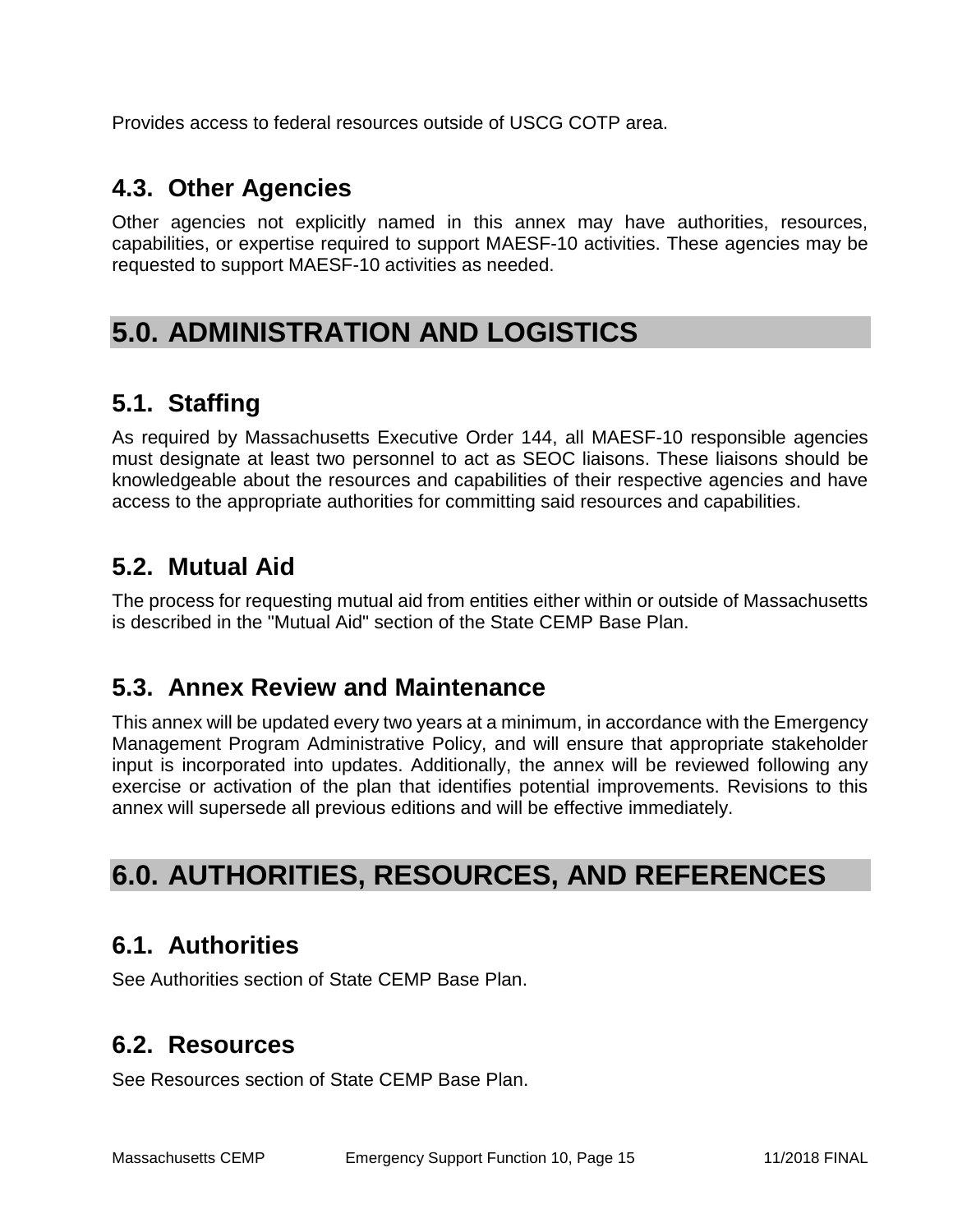Provides access to federal resources outside of USCG COTP area.

## 4.3. Other Agencies

Other agencies not explicitly named in this annex may have authorities, resources, capabilities, or expertise required to support MAESF-10 activities. These agencies may be requested to support MAESF-10 activities as needed.

# 5.0. ADMINISTRATION AND LOGISTICS

## 5.1. Staffing

As required by Massachusetts Executive Order 144, all MAESF-10 responsible agencies must designate at least two personnel to act as SEOC liaisons. These liaisons should be knowledgeable about the resources and capabilities of their respective agencies and have access to the appropriate authorities for committing said resources and capabilities.

## 5.2. Mutual Aid

The process for requesting mutual aid from entities either within or outside of Massachusetts is described in the "Mutual Aid" section of the State CEMP Base Plan.

## 5.3. Annex Review and Maintenance

This annex will be updated every two years at a minimum, in accordance with the Emergency Management Program Administrative Policy, and will ensure that appropriate stakeholder input is incorporated into updates. Additionally, the annex will be reviewed following any exercise or activation of the plan that identifies potential improvements. Revisions to this annex will supersede all previous editions and will be effective immediately.

# 6.0. AUTHORITIES, RESOURCES, AND REFERENCES

## 6.1. Authorities

See Authorities section of State CEMP Base Plan.

## 6.2. Resources

See Resources section of State CEMP Base Plan.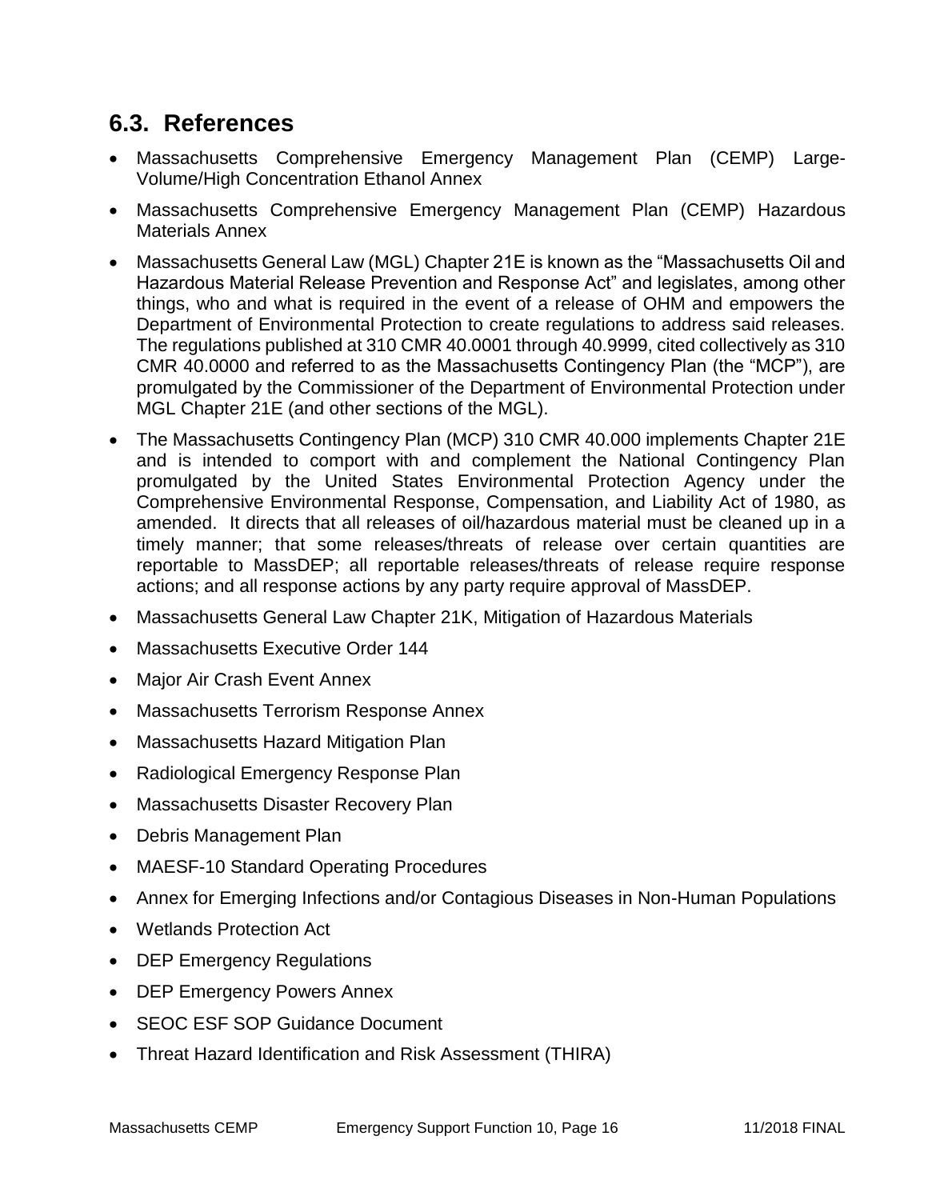## 6.3. References

- Massachusetts Comprehensive Emergency Management Plan (CEMP) Large-Volume/High Concentration Ethanol Annex
- Massachusetts Comprehensive Emergency Management Plan (CEMP) Hazardous Materials Annex
- Massachusetts General Law (MGL) Chapter 21E is known as the "Massachusetts Oil and Hazardous Material Release Prevention and Response Act" and legislates, among other things, who and what is required in the event of a release of OHM and empowers the Department of Environmental Protection to create regulations to address said releases. The regulations published at 310 CMR 40.0001 through 40.9999, cited collectively as 310 CMR 40.0000 and referred to as the Massachusetts Contingency Plan (the "MCP"), are promulgated by the Commissioner of the Department of Environmental Protection under MGL Chapter 21E (and other sections of the MGL).
- The Massachusetts Contingency Plan (MCP) 310 CMR 40.000 implements Chapter 21E and is intended to comport with and complement the National Contingency Plan promulgated by the United States Environmental Protection Agency under the Comprehensive Environmental Response, Compensation, and Liability Act of 1980, as amended. It directs that all releases of oil/hazardous material must be cleaned up in a timely manner; that some releases/threats of release over certain quantities are reportable to MassDEP; all reportable releases/threats of release require response actions; and all response actions by any party require approval of MassDEP.
- Massachusetts General Law Chapter 21K, Mitigation of Hazardous Materials
- Massachusetts Executive Order 144
- Major Air Crash Event Annex
- Massachusetts Terrorism Response Annex
- Massachusetts Hazard Mitigation Plan
- Radiological Emergency Response Plan
- Massachusetts Disaster Recovery Plan
- Debris Management Plan
- MAESF-10 Standard Operating Procedures
- Annex for Emerging Infections and/or Contagious Diseases in Non-Human Populations
- Wetlands Protection Act
- DEP Emergency Regulations
- DEP Emergency Powers Annex
- SEOC ESF SOP Guidance Document
- Threat Hazard Identification and Risk Assessment (THIRA)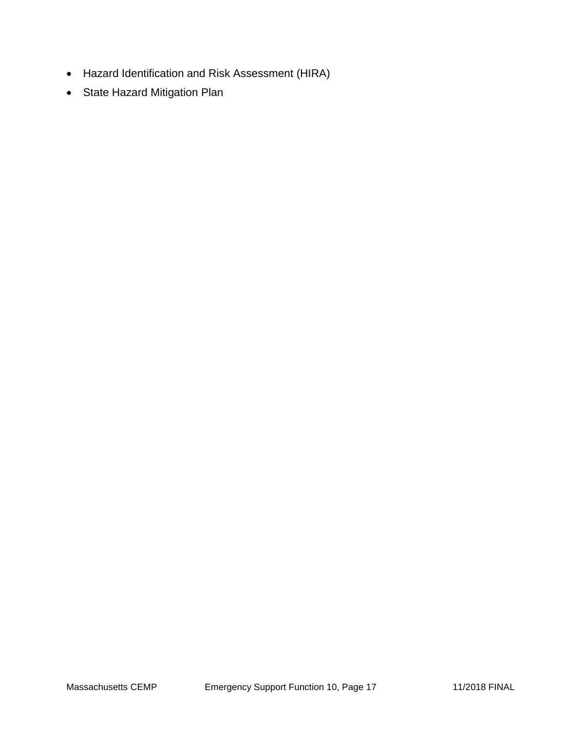- Hazard Identification and Risk Assessment (HIRA)
- State Hazard Mitigation Plan